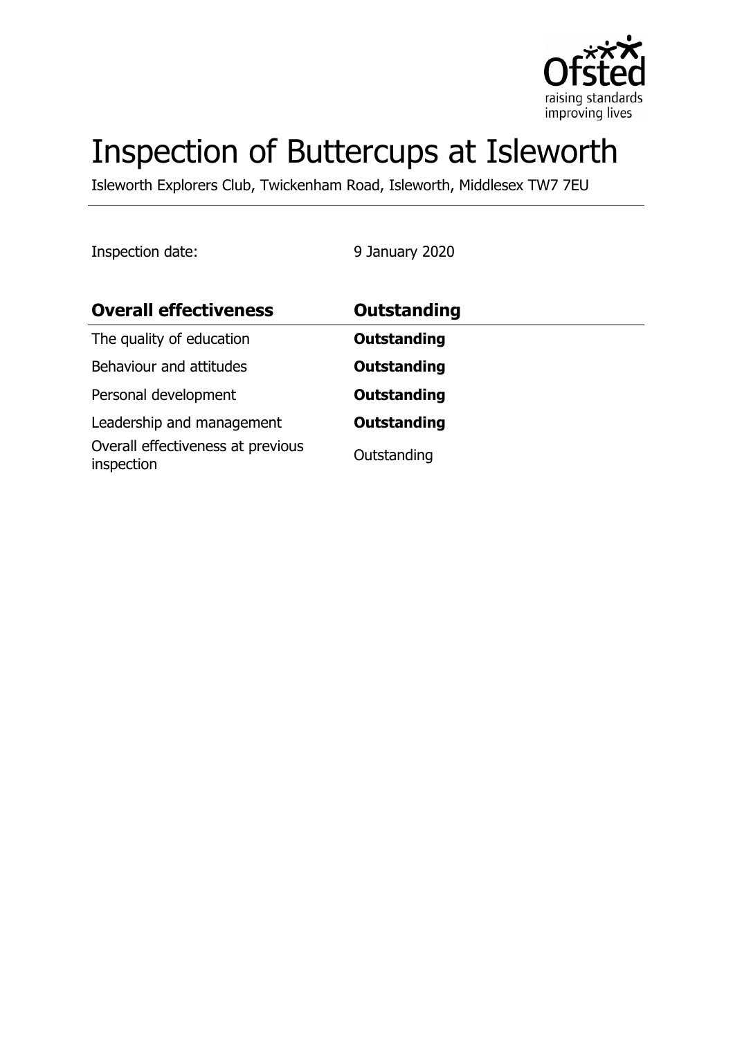Ofsted
raising standards
improving lives

# Inspection of Buttercups at Isleworth

Isleworth Explorers Club, Twickenham Road, Isleworth, Middlesex TW7 7EU

Inspection date: 9 January 2020

| **Overall effectiveness** | **Outstanding** |
|---|---|
| The quality of education | **Outstanding** |
| Behaviour and attitudes | **Outstanding** |
| Personal development | **Outstanding** |
| Leadership and management | **Outstanding** |
| Overall effectiveness at previous inspection | Outstanding |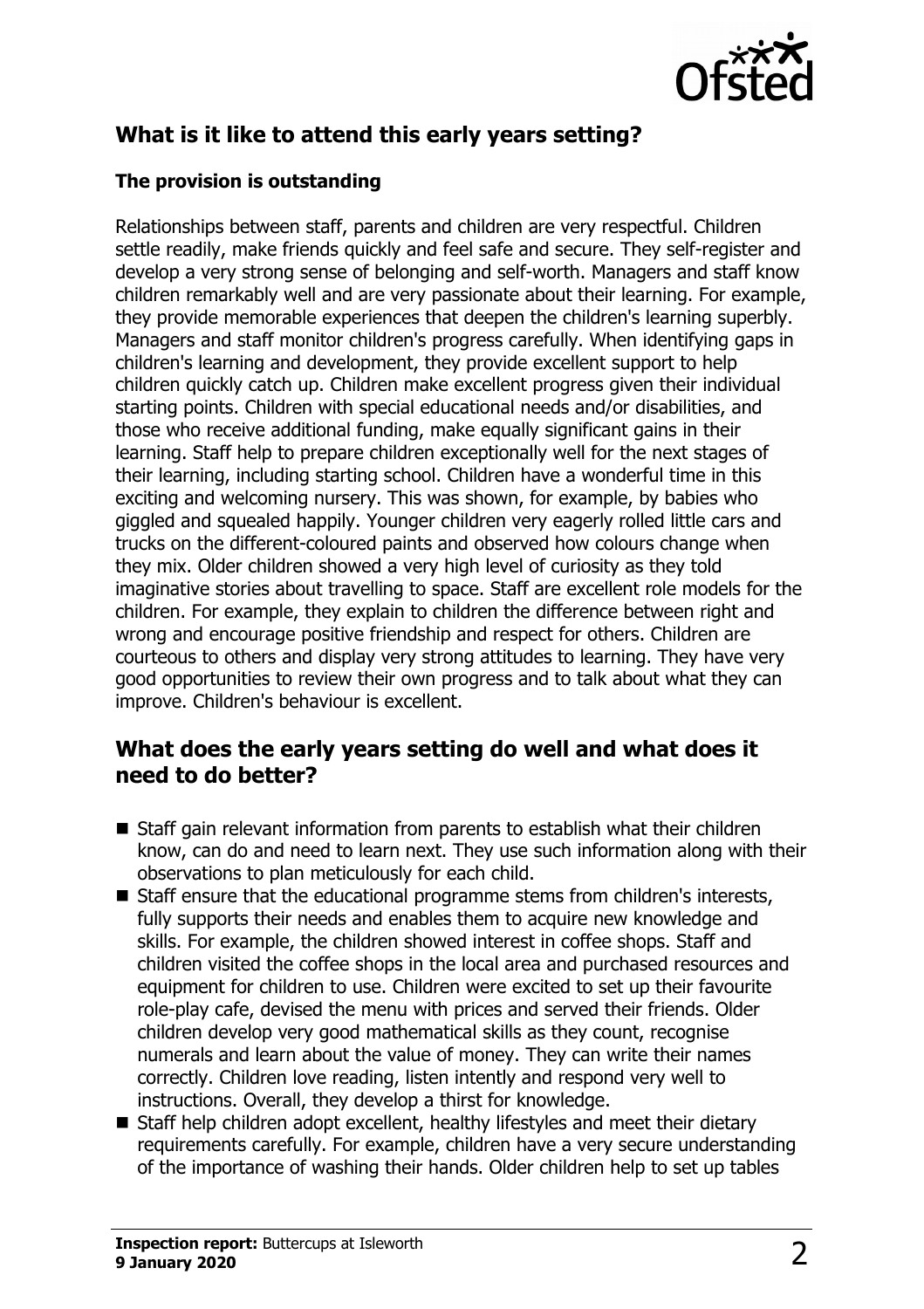## What is it like to attend this early years setting?

### The provision is outstanding

Relationships between staff, parents and children are very respectful. Children settle readily, make friends quickly and feel safe and secure. They self-register and develop a very strong sense of belonging and self-worth. Managers and staff know children remarkably well and are very passionate about their learning. For example, they provide memorable experiences that deepen the children's learning superbly. Managers and staff monitor children's progress carefully. When identifying gaps in children's learning and development, they provide excellent support to help children quickly catch up. Children make excellent progress given their individual starting points. Children with special educational needs and/or disabilities, and those who receive additional funding, make equally significant gains in their learning. Staff help to prepare children exceptionally well for the next stages of their learning, including starting school. Children have a wonderful time in this exciting and welcoming nursery. This was shown, for example, by babies who giggled and squealed happily. Younger children very eagerly rolled little cars and trucks on the different-coloured paints and observed how colours change when they mix. Older children showed a very high level of curiosity as they told imaginative stories about travelling to space. Staff are excellent role models for the children. For example, they explain to children the difference between right and wrong and encourage positive friendship and respect for others. Children are courteous to others and display very strong attitudes to learning. They have very good opportunities to review their own progress and to talk about what they can improve. Children's behaviour is excellent.

## What does the early years setting do well and what does it need to do better?

- Staff gain relevant information from parents to establish what their children know, can do and need to learn next. They use such information along with their observations to plan meticulously for each child.
- Staff ensure that the educational programme stems from children's interests, fully supports their needs and enables them to acquire new knowledge and skills. For example, the children showed interest in coffee shops. Staff and children visited the coffee shops in the local area and purchased resources and equipment for children to use. Children were excited to set up their favourite role-play cafe, devised the menu with prices and served their friends. Older children develop very good mathematical skills as they count, recognise numerals and learn about the value of money. They can write their names correctly. Children love reading, listen intently and respond very well to instructions. Overall, they develop a thirst for knowledge.
- Staff help children adopt excellent, healthy lifestyles and meet their dietary requirements carefully. For example, children have a very secure understanding of the importance of washing their hands. Older children help to set up tables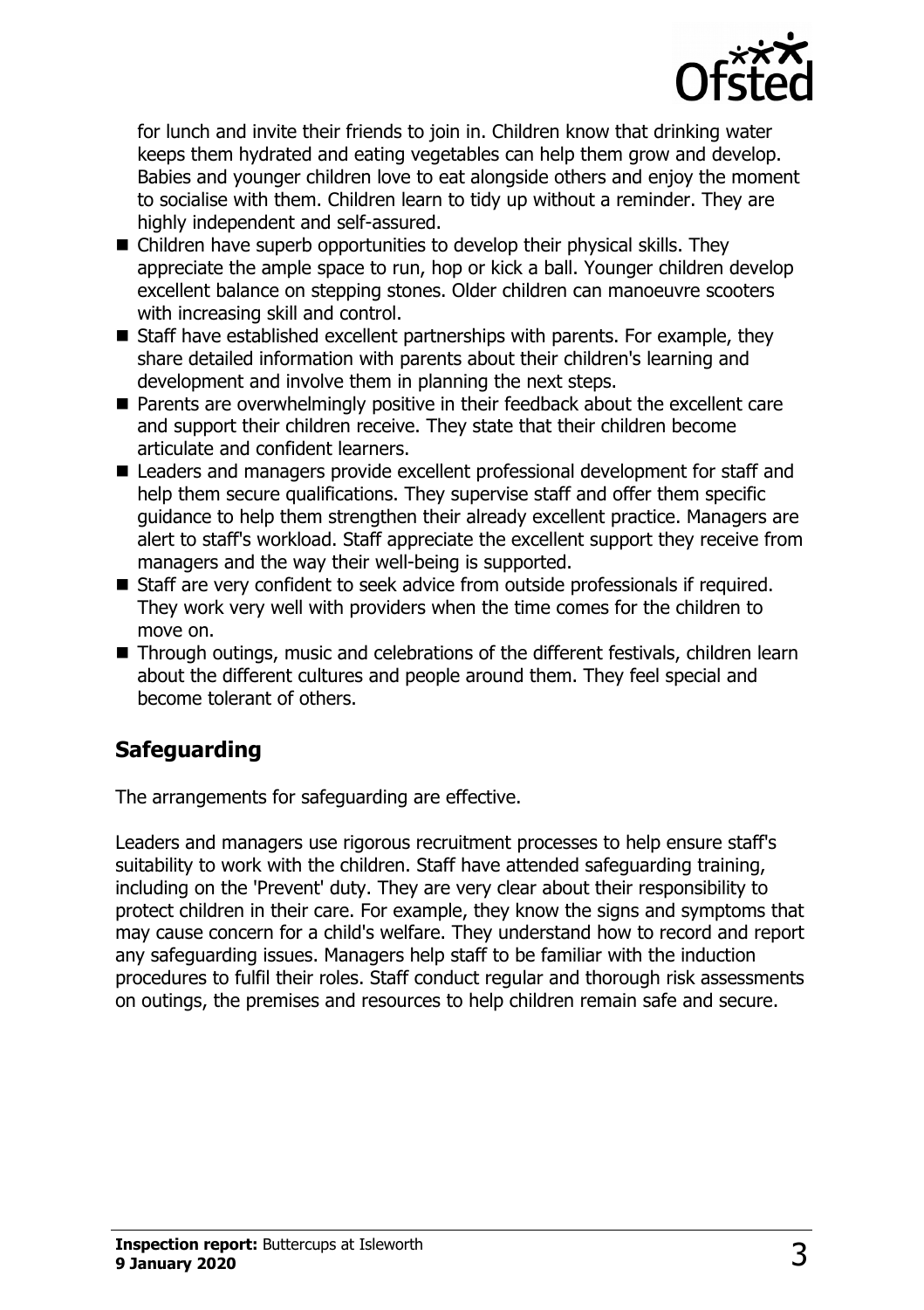for lunch and invite their friends to join in. Children know that drinking water keeps them hydrated and eating vegetables can help them grow and develop. Babies and younger children love to eat alongside others and enjoy the moment to socialise with them. Children learn to tidy up without a reminder. They are highly independent and self-assured.

- Children have superb opportunities to develop their physical skills. They appreciate the ample space to run, hop or kick a ball. Younger children develop excellent balance on stepping stones. Older children can manoeuvre scooters with increasing skill and control.
- Staff have established excellent partnerships with parents. For example, they share detailed information with parents about their children's learning and development and involve them in planning the next steps.
- Parents are overwhelmingly positive in their feedback about the excellent care and support their children receive. They state that their children become articulate and confident learners.
- Leaders and managers provide excellent professional development for staff and help them secure qualifications. They supervise staff and offer them specific guidance to help them strengthen their already excellent practice. Managers are alert to staff's workload. Staff appreciate the excellent support they receive from managers and the way their well-being is supported.
- Staff are very confident to seek advice from outside professionals if required. They work very well with providers when the time comes for the children to move on.
- Through outings, music and celebrations of the different festivals, children learn about the different cultures and people around them. They feel special and become tolerant of others.

## Safeguarding

The arrangements for safeguarding are effective.

Leaders and managers use rigorous recruitment processes to help ensure staff's suitability to work with the children. Staff have attended safeguarding training, including on the 'Prevent' duty. They are very clear about their responsibility to protect children in their care. For example, they know the signs and symptoms that may cause concern for a child's welfare. They understand how to record and report any safeguarding issues. Managers help staff to be familiar with the induction procedures to fulfil their roles. Staff conduct regular and thorough risk assessments on outings, the premises and resources to help children remain safe and secure.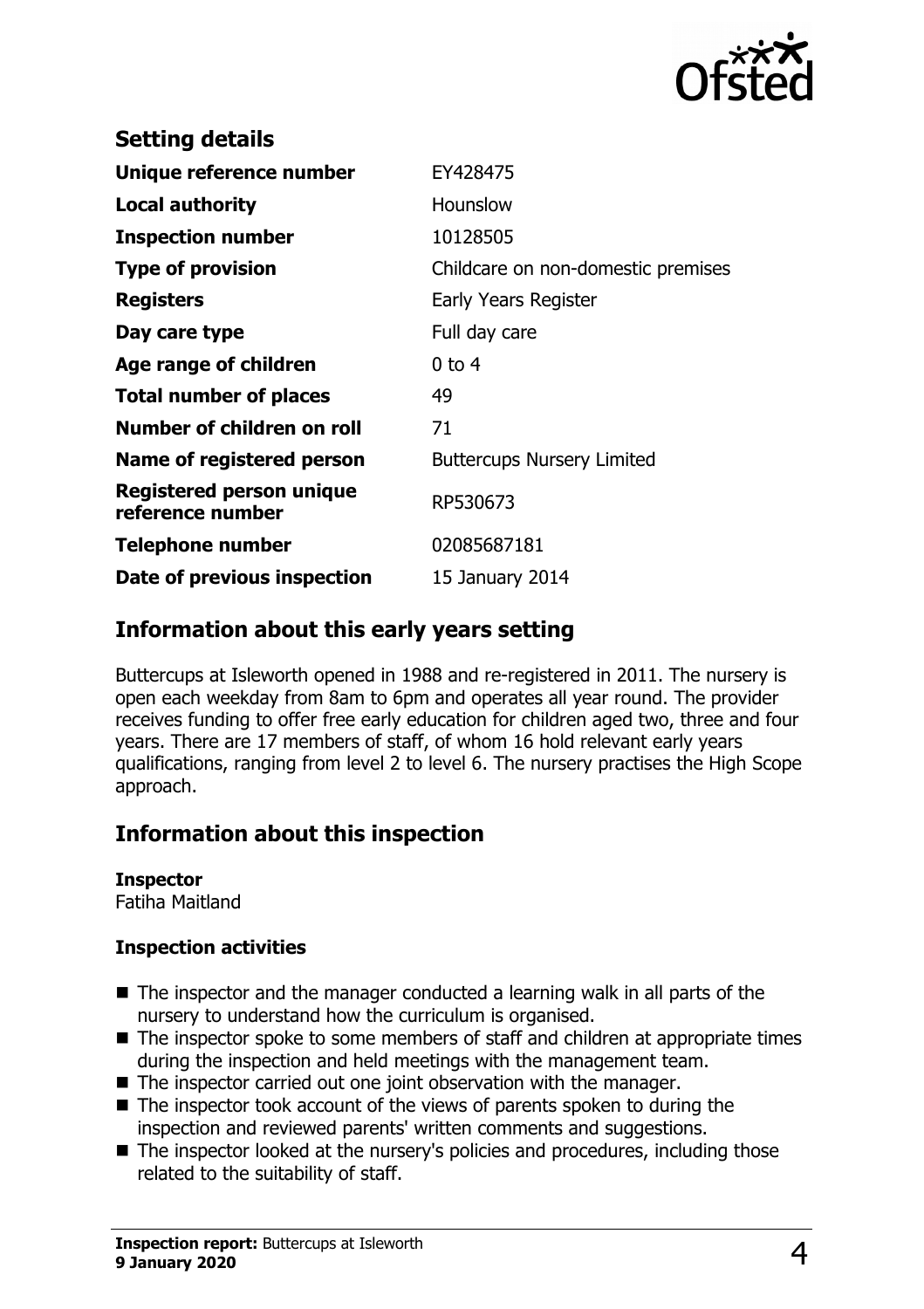## Setting details

| | |
|---|---|
| **Unique reference number** | EY428475 |
| **Local authority** | Hounslow |
| **Inspection number** | 10128505 |
| **Type of provision** | Childcare on non-domestic premises |
| **Registers** | Early Years Register |
| **Day care type** | Full day care |
| **Age range of children** | 0 to 4 |
| **Total number of places** | 49 |
| **Number of children on roll** | 71 |
| **Name of registered person** | Buttercups Nursery Limited |
| **Registered person unique reference number** | RP530673 |
| **Telephone number** | 02085687181 |
| **Date of previous inspection** | 15 January 2014 |

## Information about this early years setting

Buttercups at Isleworth opened in 1988 and re-registered in 2011. The nursery is open each weekday from 8am to 6pm and operates all year round. The provider receives funding to offer free early education for children aged two, three and four years. There are 17 members of staff, of whom 16 hold relevant early years qualifications, ranging from level 2 to level 6. The nursery practises the High Scope approach.

## Information about this inspection

**Inspector**
Fatiha Maitland

**Inspection activities**

- The inspector and the manager conducted a learning walk in all parts of the nursery to understand how the curriculum is organised.
- The inspector spoke to some members of staff and children at appropriate times during the inspection and held meetings with the management team.
- The inspector carried out one joint observation with the manager.
- The inspector took account of the views of parents spoken to during the inspection and reviewed parents' written comments and suggestions.
- The inspector looked at the nursery's policies and procedures, including those related to the suitability of staff.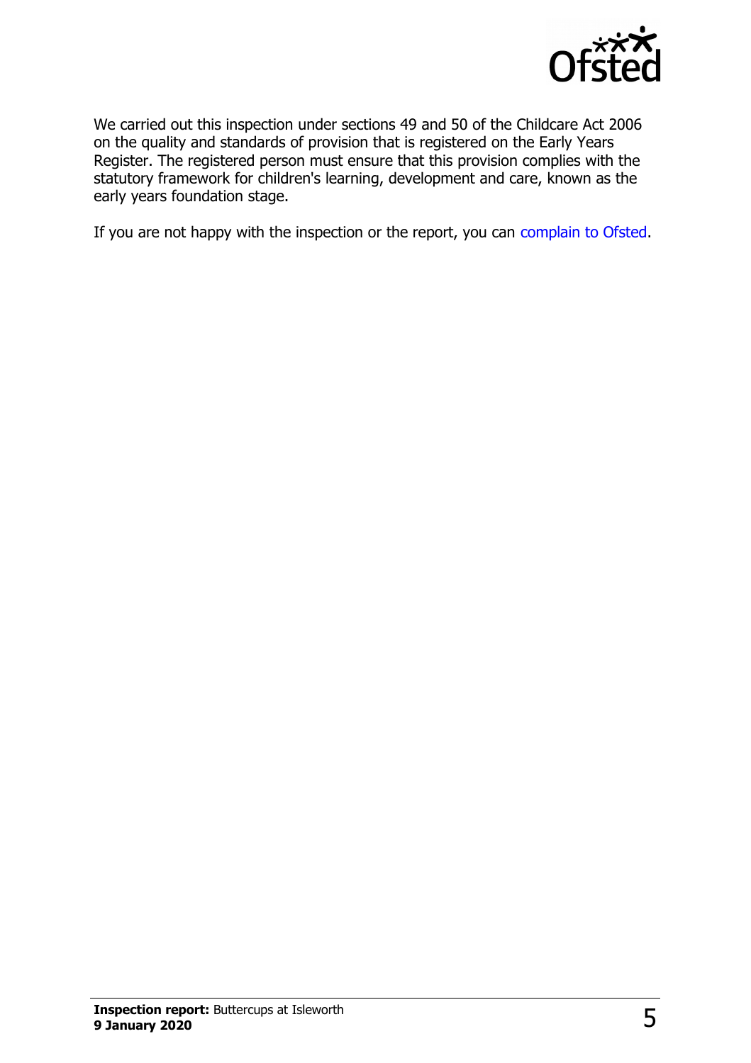We carried out this inspection under sections 49 and 50 of the Childcare Act 2006 on the quality and standards of provision that is registered on the Early Years Register. The registered person must ensure that this provision complies with the statutory framework for children's learning, development and care, known as the early years foundation stage.

If you are not happy with the inspection or the report, you can complain to Ofsted.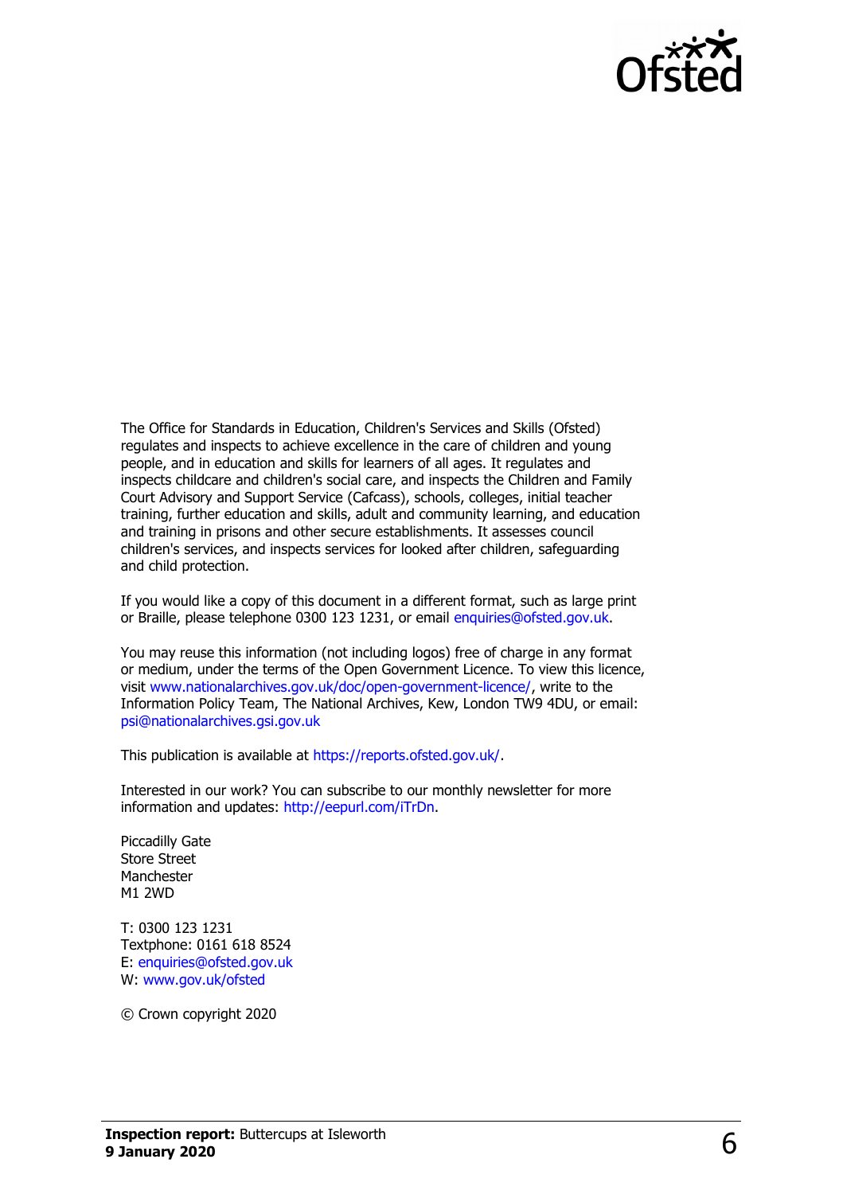The Office for Standards in Education, Children's Services and Skills (Ofsted) regulates and inspects to achieve excellence in the care of children and young people, and in education and skills for learners of all ages. It regulates and inspects childcare and children's social care, and inspects the Children and Family Court Advisory and Support Service (Cafcass), schools, colleges, initial teacher training, further education and skills, adult and community learning, and education and training in prisons and other secure establishments. It assesses council children's services, and inspects services for looked after children, safeguarding and child protection.

If you would like a copy of this document in a different format, such as large print or Braille, please telephone 0300 123 1231, or email enquiries@ofsted.gov.uk.

You may reuse this information (not including logos) free of charge in any format or medium, under the terms of the Open Government Licence. To view this licence, visit www.nationalarchives.gov.uk/doc/open-government-licence/, write to the Information Policy Team, The National Archives, Kew, London TW9 4DU, or email: psi@nationalarchives.gsi.gov.uk

This publication is available at https://reports.ofsted.gov.uk/.

Interested in our work? You can subscribe to our monthly newsletter for more information and updates: http://eepurl.com/iTrDn.

Piccadilly Gate
Store Street
Manchester
M1 2WD

T: 0300 123 1231
Textphone: 0161 618 8524
E: enquiries@ofsted.gov.uk
W: www.gov.uk/ofsted

© Crown copyright 2020